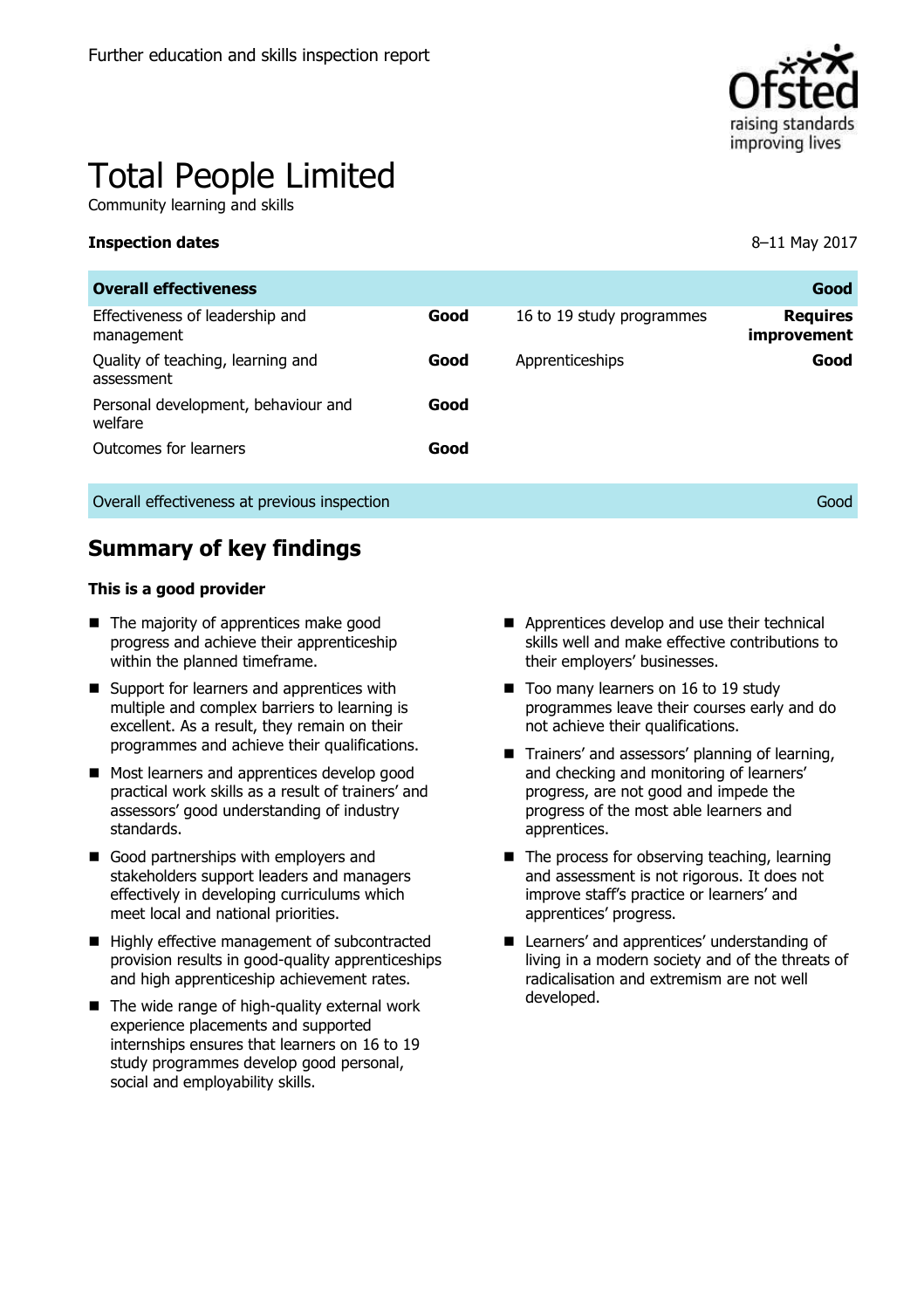Further education and skills inspection report

# Total People Limited

Community learning and skills

**Inspection dates** 8–11 May 2017

| **Overall effectiveness** | | | **Good** |
|---|---|---|---|
| Effectiveness of leadership and management | **Good** | 16 to 19 study programmes | **Requires improvement** |
| Quality of teaching, learning and assessment | **Good** | Apprenticeships | **Good** |
| Personal development, behaviour and welfare | **Good** | | |
| Outcomes for learners | **Good** | | |
| Overall effectiveness at previous inspection | | | Good |

## Summary of key findings

**This is a good provider**

- The majority of apprentices make good progress and achieve their apprenticeship within the planned timeframe.
- Support for learners and apprentices with multiple and complex barriers to learning is excellent. As a result, they remain on their programmes and achieve their qualifications.
- Most learners and apprentices develop good practical work skills as a result of trainers' and assessors' good understanding of industry standards.
- Good partnerships with employers and stakeholders support leaders and managers effectively in developing curriculums which meet local and national priorities.
- Highly effective management of subcontracted provision results in good-quality apprenticeships and high apprenticeship achievement rates.
- The wide range of high-quality external work experience placements and supported internships ensures that learners on 16 to 19 study programmes develop good personal, social and employability skills.
- Apprentices develop and use their technical skills well and make effective contributions to their employers' businesses.
- Too many learners on 16 to 19 study programmes leave their courses early and do not achieve their qualifications.
- Trainers' and assessors' planning of learning, and checking and monitoring of learners' progress, are not good and impede the progress of the most able learners and apprentices.
- The process for observing teaching, learning and assessment is not rigorous. It does not improve staff's practice or learners' and apprentices' progress.
- Learners' and apprentices' understanding of living in a modern society and of the threats of radicalisation and extremism are not well developed.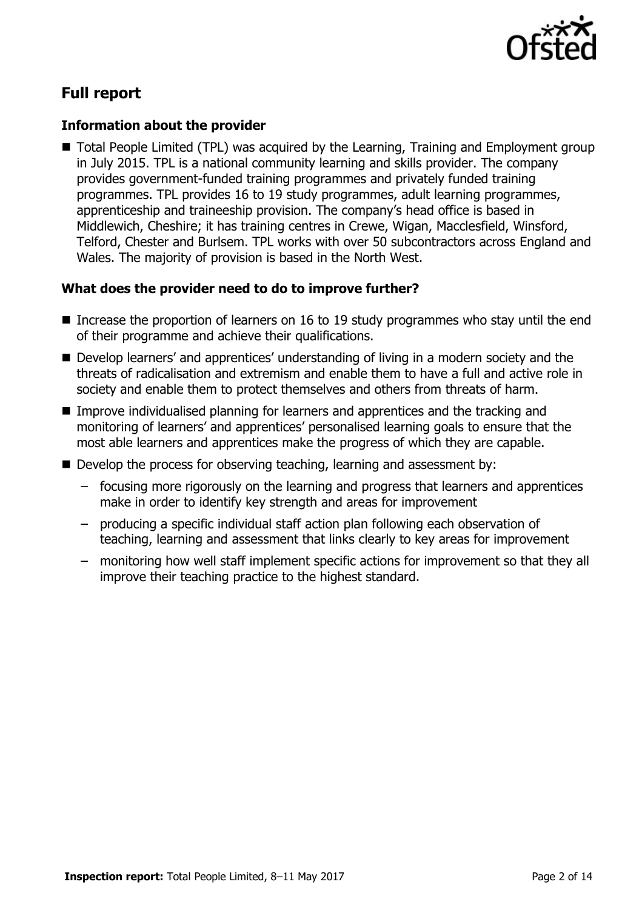## Full report

### Information about the provider

- Total People Limited (TPL) was acquired by the Learning, Training and Employment group in July 2015. TPL is a national community learning and skills provider. The company provides government-funded training programmes and privately funded training programmes. TPL provides 16 to 19 study programmes, adult learning programmes, apprenticeship and traineeship provision. The company's head office is based in Middlewich, Cheshire; it has training centres in Crewe, Wigan, Macclesfield, Winsford, Telford, Chester and Burlsem. TPL works with over 50 subcontractors across England and Wales. The majority of provision is based in the North West.

### What does the provider need to do to improve further?

- Increase the proportion of learners on 16 to 19 study programmes who stay until the end of their programme and achieve their qualifications.
- Develop learners' and apprentices' understanding of living in a modern society and the threats of radicalisation and extremism and enable them to have a full and active role in society and enable them to protect themselves and others from threats of harm.
- Improve individualised planning for learners and apprentices and the tracking and monitoring of learners' and apprentices' personalised learning goals to ensure that the most able learners and apprentices make the progress of which they are capable.
- Develop the process for observing teaching, learning and assessment by:
  - focusing more rigorously on the learning and progress that learners and apprentices make in order to identify key strength and areas for improvement
  - producing a specific individual staff action plan following each observation of teaching, learning and assessment that links clearly to key areas for improvement
  - monitoring how well staff implement specific actions for improvement so that they all improve their teaching practice to the highest standard.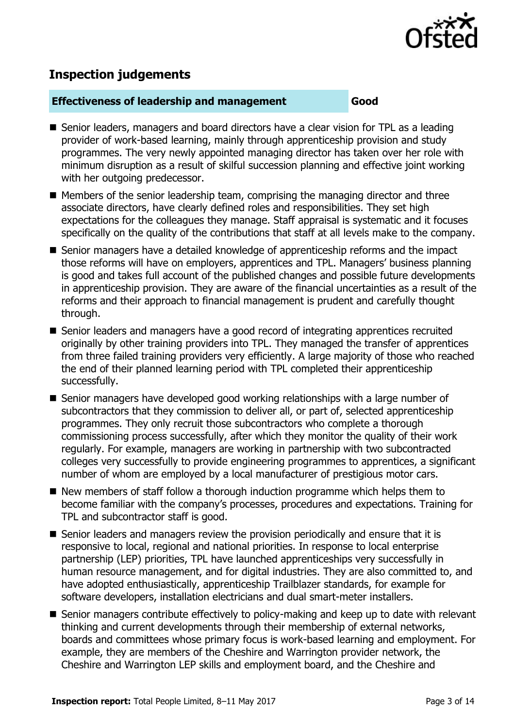## Inspection judgements

| Effectiveness of leadership and management | Good |
| --- | --- |

- Senior leaders, managers and board directors have a clear vision for TPL as a leading provider of work-based learning, mainly through apprenticeship provision and study programmes. The very newly appointed managing director has taken over her role with minimum disruption as a result of skilful succession planning and effective joint working with her outgoing predecessor.
- Members of the senior leadership team, comprising the managing director and three associate directors, have clearly defined roles and responsibilities. They set high expectations for the colleagues they manage. Staff appraisal is systematic and it focuses specifically on the quality of the contributions that staff at all levels make to the company.
- Senior managers have a detailed knowledge of apprenticeship reforms and the impact those reforms will have on employers, apprentices and TPL. Managers' business planning is good and takes full account of the published changes and possible future developments in apprenticeship provision. They are aware of the financial uncertainties as a result of the reforms and their approach to financial management is prudent and carefully thought through.
- Senior leaders and managers have a good record of integrating apprentices recruited originally by other training providers into TPL. They managed the transfer of apprentices from three failed training providers very efficiently. A large majority of those who reached the end of their planned learning period with TPL completed their apprenticeship successfully.
- Senior managers have developed good working relationships with a large number of subcontractors that they commission to deliver all, or part of, selected apprenticeship programmes. They only recruit those subcontractors who complete a thorough commissioning process successfully, after which they monitor the quality of their work regularly. For example, managers are working in partnership with two subcontracted colleges very successfully to provide engineering programmes to apprentices, a significant number of whom are employed by a local manufacturer of prestigious motor cars.
- New members of staff follow a thorough induction programme which helps them to become familiar with the company's processes, procedures and expectations. Training for TPL and subcontractor staff is good.
- Senior leaders and managers review the provision periodically and ensure that it is responsive to local, regional and national priorities. In response to local enterprise partnership (LEP) priorities, TPL have launched apprenticeships very successfully in human resource management, and for digital industries. They are also committed to, and have adopted enthusiastically, apprenticeship Trailblazer standards, for example for software developers, installation electricians and dual smart-meter installers.
- Senior managers contribute effectively to policy-making and keep up to date with relevant thinking and current developments through their membership of external networks, boards and committees whose primary focus is work-based learning and employment. For example, they are members of the Cheshire and Warrington provider network, the Cheshire and Warrington LEP skills and employment board, and the Cheshire and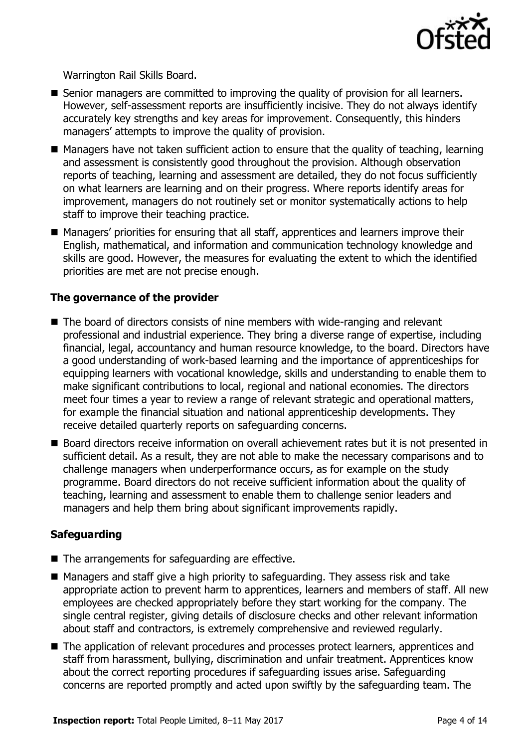Warrington Rail Skills Board.

- Senior managers are committed to improving the quality of provision for all learners. However, self-assessment reports are insufficiently incisive. They do not always identify accurately key strengths and key areas for improvement. Consequently, this hinders managers' attempts to improve the quality of provision.
- Managers have not taken sufficient action to ensure that the quality of teaching, learning and assessment is consistently good throughout the provision. Although observation reports of teaching, learning and assessment are detailed, they do not focus sufficiently on what learners are learning and on their progress. Where reports identify areas for improvement, managers do not routinely set or monitor systematically actions to help staff to improve their teaching practice.
- Managers' priorities for ensuring that all staff, apprentices and learners improve their English, mathematical, and information and communication technology knowledge and skills are good. However, the measures for evaluating the extent to which the identified priorities are met are not precise enough.

### The governance of the provider

- The board of directors consists of nine members with wide-ranging and relevant professional and industrial experience. They bring a diverse range of expertise, including financial, legal, accountancy and human resource knowledge, to the board. Directors have a good understanding of work-based learning and the importance of apprenticeships for equipping learners with vocational knowledge, skills and understanding to enable them to make significant contributions to local, regional and national economies. The directors meet four times a year to review a range of relevant strategic and operational matters, for example the financial situation and national apprenticeship developments. They receive detailed quarterly reports on safeguarding concerns.
- Board directors receive information on overall achievement rates but it is not presented in sufficient detail. As a result, they are not able to make the necessary comparisons and to challenge managers when underperformance occurs, as for example on the study programme. Board directors do not receive sufficient information about the quality of teaching, learning and assessment to enable them to challenge senior leaders and managers and help them bring about significant improvements rapidly.

### Safeguarding

- The arrangements for safeguarding are effective.
- Managers and staff give a high priority to safeguarding. They assess risk and take appropriate action to prevent harm to apprentices, learners and members of staff. All new employees are checked appropriately before they start working for the company. The single central register, giving details of disclosure checks and other relevant information about staff and contractors, is extremely comprehensive and reviewed regularly.
- The application of relevant procedures and processes protect learners, apprentices and staff from harassment, bullying, discrimination and unfair treatment. Apprentices know about the correct reporting procedures if safeguarding issues arise. Safeguarding concerns are reported promptly and acted upon swiftly by the safeguarding team. The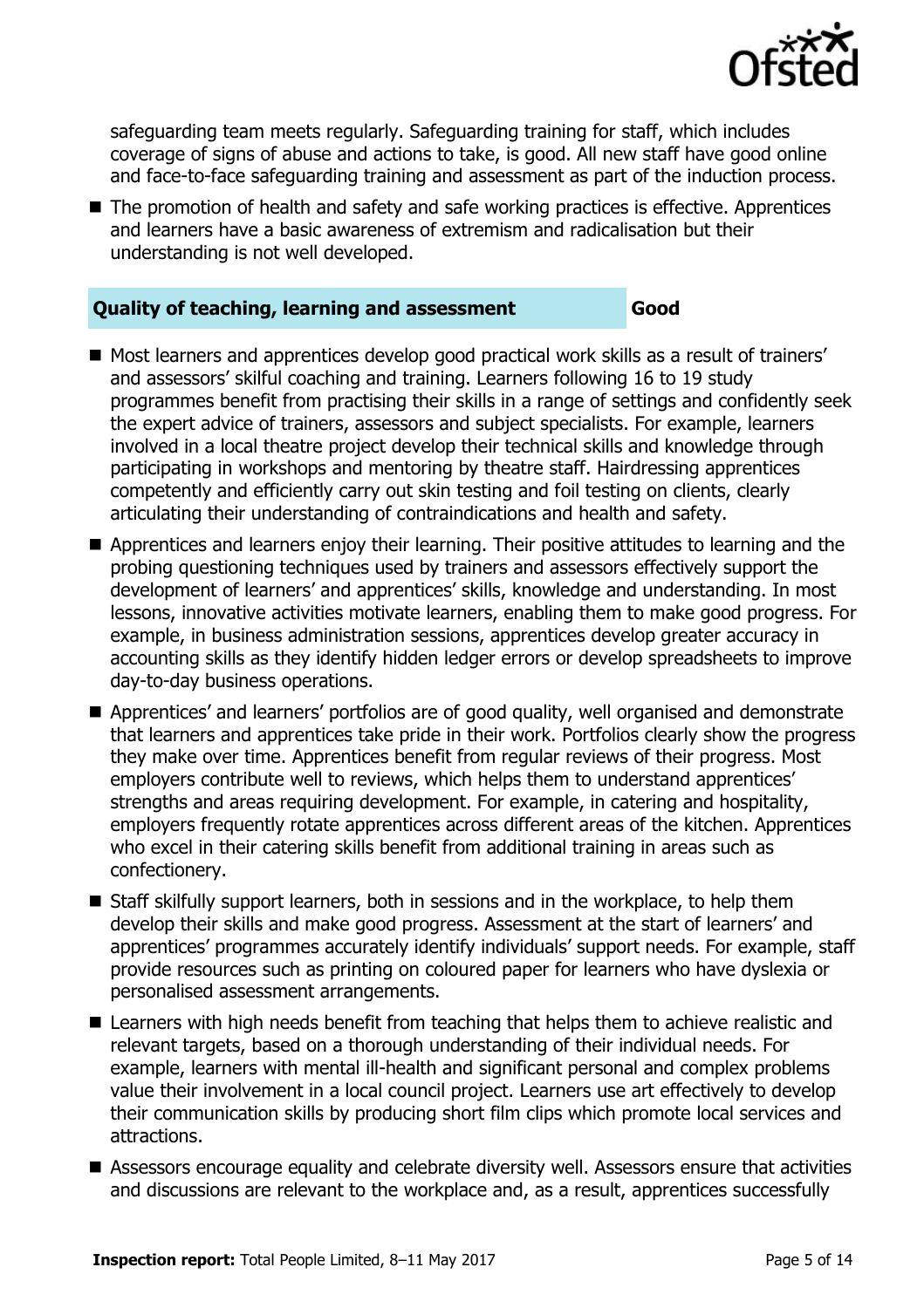safeguarding team meets regularly. Safeguarding training for staff, which includes coverage of signs of abuse and actions to take, is good. All new staff have good online and face-to-face safeguarding training and assessment as part of the induction process.

- The promotion of health and safety and safe working practices is effective. Apprentices and learners have a basic awareness of extremism and radicalisation but their understanding is not well developed.

## Quality of teaching, learning and assessment — Good

- Most learners and apprentices develop good practical work skills as a result of trainers' and assessors' skilful coaching and training. Learners following 16 to 19 study programmes benefit from practising their skills in a range of settings and confidently seek the expert advice of trainers, assessors and subject specialists. For example, learners involved in a local theatre project develop their technical skills and knowledge through participating in workshops and mentoring by theatre staff. Hairdressing apprentices competently and efficiently carry out skin testing and foil testing on clients, clearly articulating their understanding of contraindications and health and safety.
- Apprentices and learners enjoy their learning. Their positive attitudes to learning and the probing questioning techniques used by trainers and assessors effectively support the development of learners' and apprentices' skills, knowledge and understanding. In most lessons, innovative activities motivate learners, enabling them to make good progress. For example, in business administration sessions, apprentices develop greater accuracy in accounting skills as they identify hidden ledger errors or develop spreadsheets to improve day-to-day business operations.
- Apprentices' and learners' portfolios are of good quality, well organised and demonstrate that learners and apprentices take pride in their work. Portfolios clearly show the progress they make over time. Apprentices benefit from regular reviews of their progress. Most employers contribute well to reviews, which helps them to understand apprentices' strengths and areas requiring development. For example, in catering and hospitality, employers frequently rotate apprentices across different areas of the kitchen. Apprentices who excel in their catering skills benefit from additional training in areas such as confectionery.
- Staff skilfully support learners, both in sessions and in the workplace, to help them develop their skills and make good progress. Assessment at the start of learners' and apprentices' programmes accurately identify individuals' support needs. For example, staff provide resources such as printing on coloured paper for learners who have dyslexia or personalised assessment arrangements.
- Learners with high needs benefit from teaching that helps them to achieve realistic and relevant targets, based on a thorough understanding of their individual needs. For example, learners with mental ill-health and significant personal and complex problems value their involvement in a local council project. Learners use art effectively to develop their communication skills by producing short film clips which promote local services and attractions.
- Assessors encourage equality and celebrate diversity well. Assessors ensure that activities and discussions are relevant to the workplace and, as a result, apprentices successfully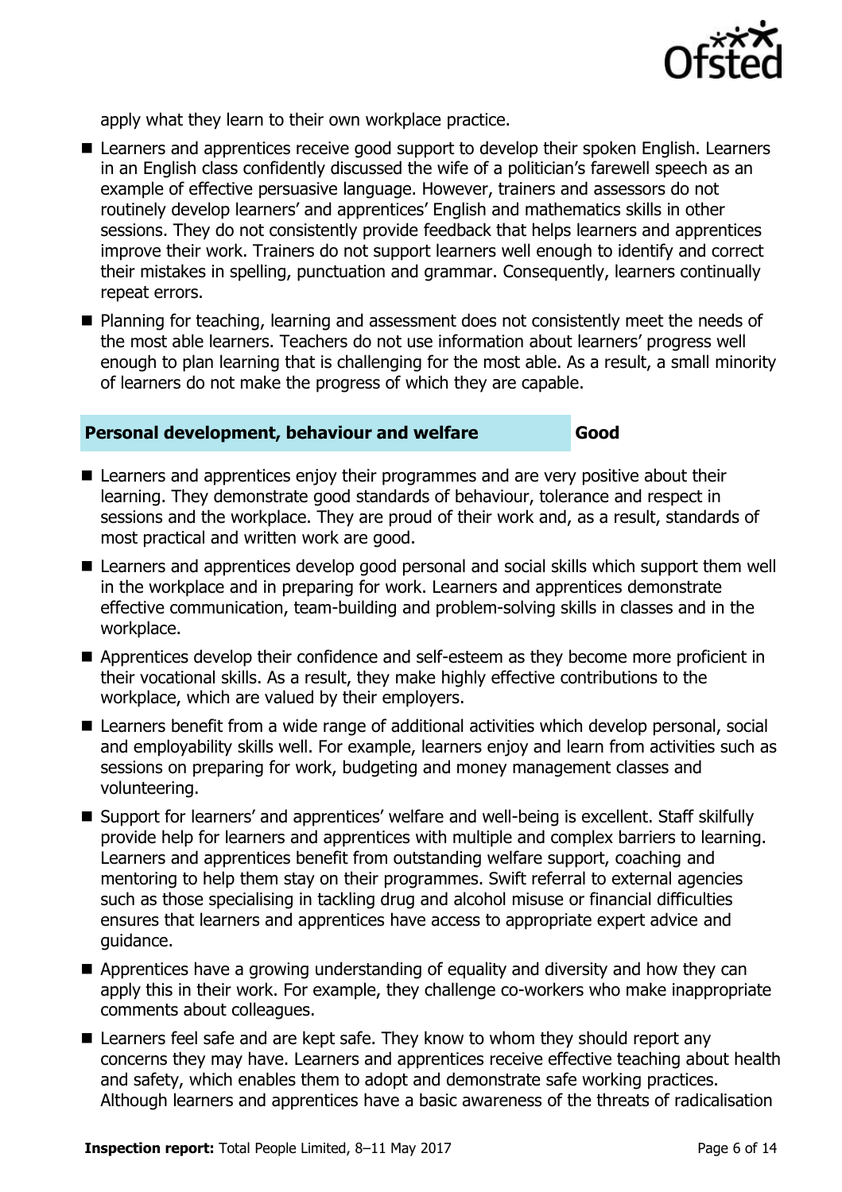apply what they learn to their own workplace practice.

- Learners and apprentices receive good support to develop their spoken English. Learners in an English class confidently discussed the wife of a politician's farewell speech as an example of effective persuasive language. However, trainers and assessors do not routinely develop learners' and apprentices' English and mathematics skills in other sessions. They do not consistently provide feedback that helps learners and apprentices improve their work. Trainers do not support learners well enough to identify and correct their mistakes in spelling, punctuation and grammar. Consequently, learners continually repeat errors.
- Planning for teaching, learning and assessment does not consistently meet the needs of the most able learners. Teachers do not use information about learners' progress well enough to plan learning that is challenging for the most able. As a result, a small minority of learners do not make the progress of which they are capable.

## Personal development, behaviour and welfare — Good

- Learners and apprentices enjoy their programmes and are very positive about their learning. They demonstrate good standards of behaviour, tolerance and respect in sessions and the workplace. They are proud of their work and, as a result, standards of most practical and written work are good.
- Learners and apprentices develop good personal and social skills which support them well in the workplace and in preparing for work. Learners and apprentices demonstrate effective communication, team-building and problem-solving skills in classes and in the workplace.
- Apprentices develop their confidence and self-esteem as they become more proficient in their vocational skills. As a result, they make highly effective contributions to the workplace, which are valued by their employers.
- Learners benefit from a wide range of additional activities which develop personal, social and employability skills well. For example, learners enjoy and learn from activities such as sessions on preparing for work, budgeting and money management classes and volunteering.
- Support for learners' and apprentices' welfare and well-being is excellent. Staff skilfully provide help for learners and apprentices with multiple and complex barriers to learning. Learners and apprentices benefit from outstanding welfare support, coaching and mentoring to help them stay on their programmes. Swift referral to external agencies such as those specialising in tackling drug and alcohol misuse or financial difficulties ensures that learners and apprentices have access to appropriate expert advice and guidance.
- Apprentices have a growing understanding of equality and diversity and how they can apply this in their work. For example, they challenge co-workers who make inappropriate comments about colleagues.
- Learners feel safe and are kept safe. They know to whom they should report any concerns they may have. Learners and apprentices receive effective teaching about health and safety, which enables them to adopt and demonstrate safe working practices. Although learners and apprentices have a basic awareness of the threats of radicalisation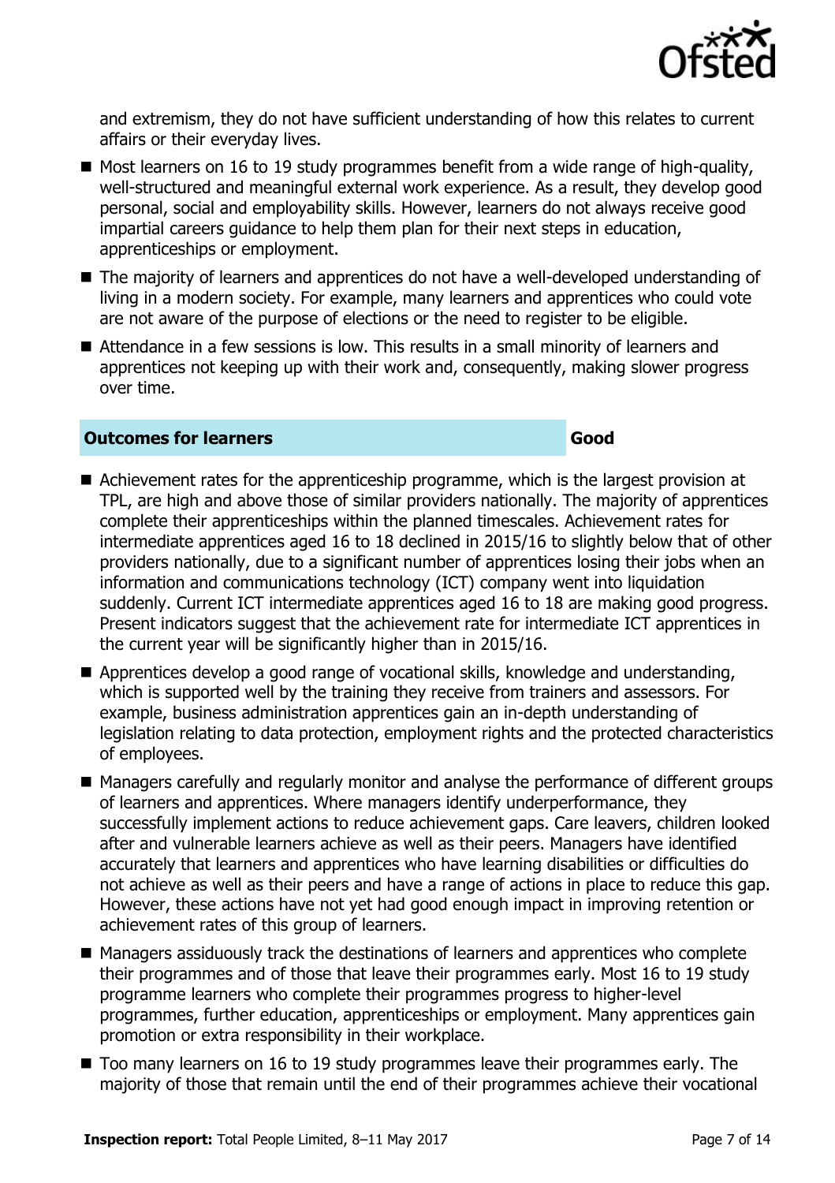and extremism, they do not have sufficient understanding of how this relates to current affairs or their everyday lives.

- Most learners on 16 to 19 study programmes benefit from a wide range of high-quality, well-structured and meaningful external work experience. As a result, they develop good personal, social and employability skills. However, learners do not always receive good impartial careers guidance to help them plan for their next steps in education, apprenticeships or employment.
- The majority of learners and apprentices do not have a well-developed understanding of living in a modern society. For example, many learners and apprentices who could vote are not aware of the purpose of elections or the need to register to be eligible.
- Attendance in a few sessions is low. This results in a small minority of learners and apprentices not keeping up with their work and, consequently, making slower progress over time.

## Outcomes for learners — Good

- Achievement rates for the apprenticeship programme, which is the largest provision at TPL, are high and above those of similar providers nationally. The majority of apprentices complete their apprenticeships within the planned timescales. Achievement rates for intermediate apprentices aged 16 to 18 declined in 2015/16 to slightly below that of other providers nationally, due to a significant number of apprentices losing their jobs when an information and communications technology (ICT) company went into liquidation suddenly. Current ICT intermediate apprentices aged 16 to 18 are making good progress. Present indicators suggest that the achievement rate for intermediate ICT apprentices in the current year will be significantly higher than in 2015/16.
- Apprentices develop a good range of vocational skills, knowledge and understanding, which is supported well by the training they receive from trainers and assessors. For example, business administration apprentices gain an in-depth understanding of legislation relating to data protection, employment rights and the protected characteristics of employees.
- Managers carefully and regularly monitor and analyse the performance of different groups of learners and apprentices. Where managers identify underperformance, they successfully implement actions to reduce achievement gaps. Care leavers, children looked after and vulnerable learners achieve as well as their peers. Managers have identified accurately that learners and apprentices who have learning disabilities or difficulties do not achieve as well as their peers and have a range of actions in place to reduce this gap. However, these actions have not yet had good enough impact in improving retention or achievement rates of this group of learners.
- Managers assiduously track the destinations of learners and apprentices who complete their programmes and of those that leave their programmes early. Most 16 to 19 study programme learners who complete their programmes progress to higher-level programmes, further education, apprenticeships or employment. Many apprentices gain promotion or extra responsibility in their workplace.
- Too many learners on 16 to 19 study programmes leave their programmes early. The majority of those that remain until the end of their programmes achieve their vocational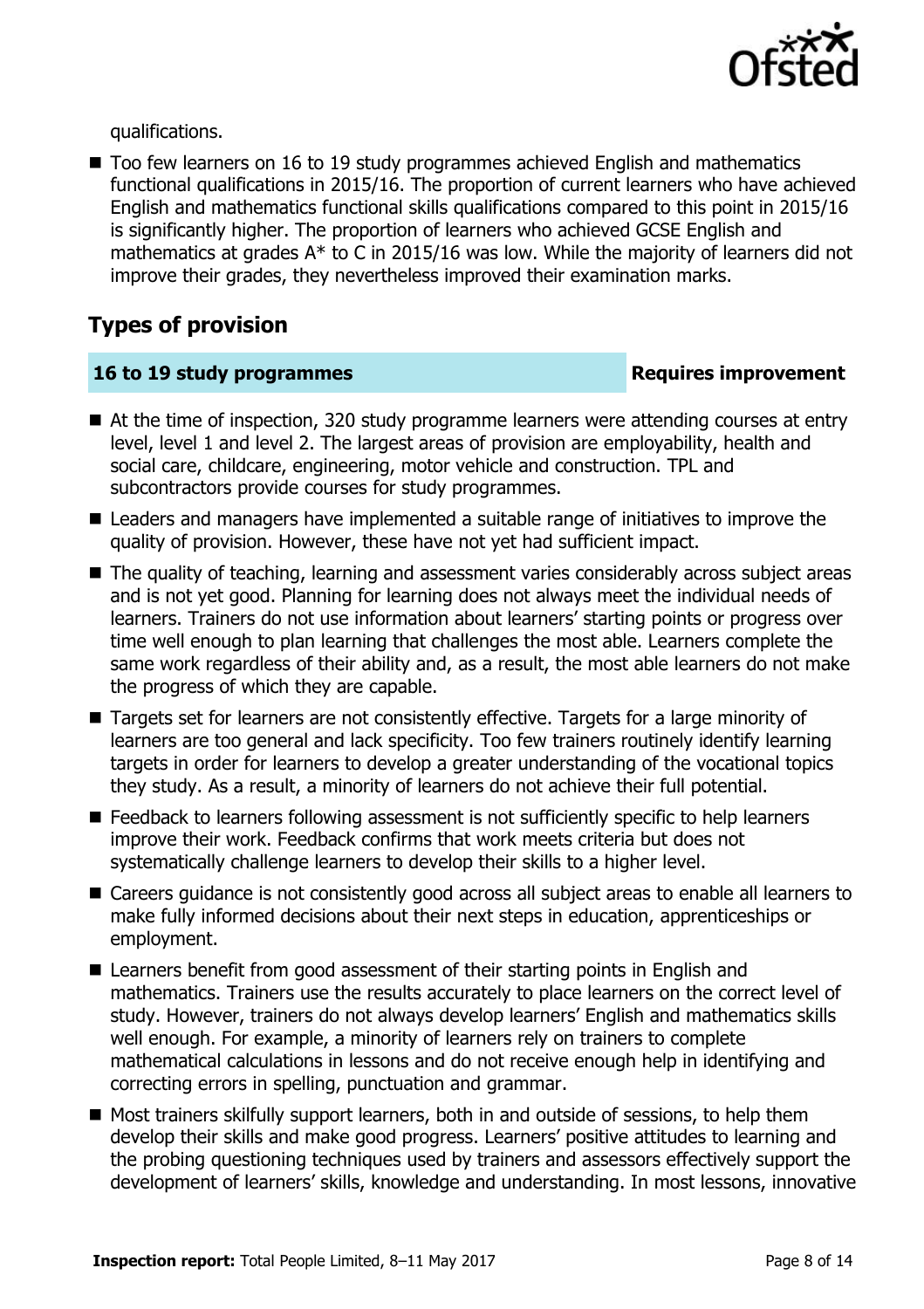qualifications.

- Too few learners on 16 to 19 study programmes achieved English and mathematics functional qualifications in 2015/16. The proportion of current learners who have achieved English and mathematics functional skills qualifications compared to this point in 2015/16 is significantly higher. The proportion of learners who achieved GCSE English and mathematics at grades A* to C in 2015/16 was low. While the majority of learners did not improve their grades, they nevertheless improved their examination marks.

## Types of provision

### 16 to 19 study programmes — Requires improvement

- At the time of inspection, 320 study programme learners were attending courses at entry level, level 1 and level 2. The largest areas of provision are employability, health and social care, childcare, engineering, motor vehicle and construction. TPL and subcontractors provide courses for study programmes.
- Leaders and managers have implemented a suitable range of initiatives to improve the quality of provision. However, these have not yet had sufficient impact.
- The quality of teaching, learning and assessment varies considerably across subject areas and is not yet good. Planning for learning does not always meet the individual needs of learners. Trainers do not use information about learners' starting points or progress over time well enough to plan learning that challenges the most able. Learners complete the same work regardless of their ability and, as a result, the most able learners do not make the progress of which they are capable.
- Targets set for learners are not consistently effective. Targets for a large minority of learners are too general and lack specificity. Too few trainers routinely identify learning targets in order for learners to develop a greater understanding of the vocational topics they study. As a result, a minority of learners do not achieve their full potential.
- Feedback to learners following assessment is not sufficiently specific to help learners improve their work. Feedback confirms that work meets criteria but does not systematically challenge learners to develop their skills to a higher level.
- Careers guidance is not consistently good across all subject areas to enable all learners to make fully informed decisions about their next steps in education, apprenticeships or employment.
- Learners benefit from good assessment of their starting points in English and mathematics. Trainers use the results accurately to place learners on the correct level of study. However, trainers do not always develop learners' English and mathematics skills well enough. For example, a minority of learners rely on trainers to complete mathematical calculations in lessons and do not receive enough help in identifying and correcting errors in spelling, punctuation and grammar.
- Most trainers skilfully support learners, both in and outside of sessions, to help them develop their skills and make good progress. Learners' positive attitudes to learning and the probing questioning techniques used by trainers and assessors effectively support the development of learners' skills, knowledge and understanding. In most lessons, innovative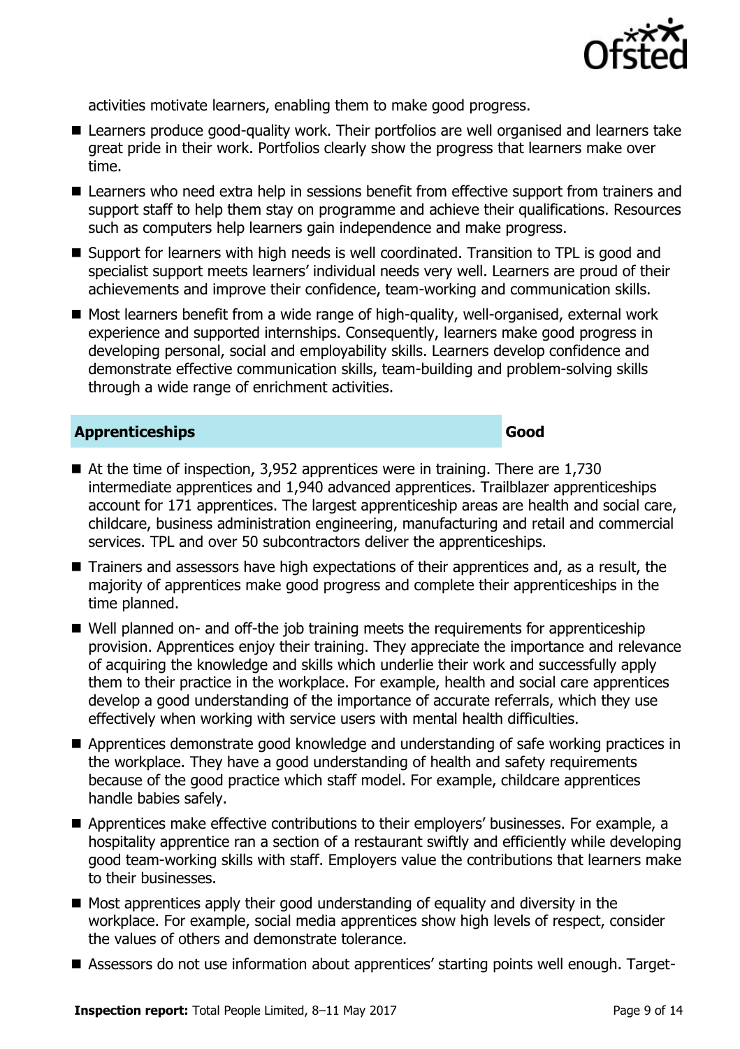activities motivate learners, enabling them to make good progress.

- Learners produce good-quality work. Their portfolios are well organised and learners take great pride in their work. Portfolios clearly show the progress that learners make over time.
- Learners who need extra help in sessions benefit from effective support from trainers and support staff to help them stay on programme and achieve their qualifications. Resources such as computers help learners gain independence and make progress.
- Support for learners with high needs is well coordinated. Transition to TPL is good and specialist support meets learners' individual needs very well. Learners are proud of their achievements and improve their confidence, team-working and communication skills.
- Most learners benefit from a wide range of high-quality, well-organised, external work experience and supported internships. Consequently, learners make good progress in developing personal, social and employability skills. Learners develop confidence and demonstrate effective communication skills, team-building and problem-solving skills through a wide range of enrichment activities.

## Apprenticeships — Good

- At the time of inspection, 3,952 apprentices were in training. There are 1,730 intermediate apprentices and 1,940 advanced apprentices. Trailblazer apprenticeships account for 171 apprentices. The largest apprenticeship areas are health and social care, childcare, business administration engineering, manufacturing and retail and commercial services. TPL and over 50 subcontractors deliver the apprenticeships.
- Trainers and assessors have high expectations of their apprentices and, as a result, the majority of apprentices make good progress and complete their apprenticeships in the time planned.
- Well planned on- and off-the job training meets the requirements for apprenticeship provision. Apprentices enjoy their training. They appreciate the importance and relevance of acquiring the knowledge and skills which underlie their work and successfully apply them to their practice in the workplace. For example, health and social care apprentices develop a good understanding of the importance of accurate referrals, which they use effectively when working with service users with mental health difficulties.
- Apprentices demonstrate good knowledge and understanding of safe working practices in the workplace. They have a good understanding of health and safety requirements because of the good practice which staff model. For example, childcare apprentices handle babies safely.
- Apprentices make effective contributions to their employers' businesses. For example, a hospitality apprentice ran a section of a restaurant swiftly and efficiently while developing good team-working skills with staff. Employers value the contributions that learners make to their businesses.
- Most apprentices apply their good understanding of equality and diversity in the workplace. For example, social media apprentices show high levels of respect, consider the values of others and demonstrate tolerance.
- Assessors do not use information about apprentices' starting points well enough. Target-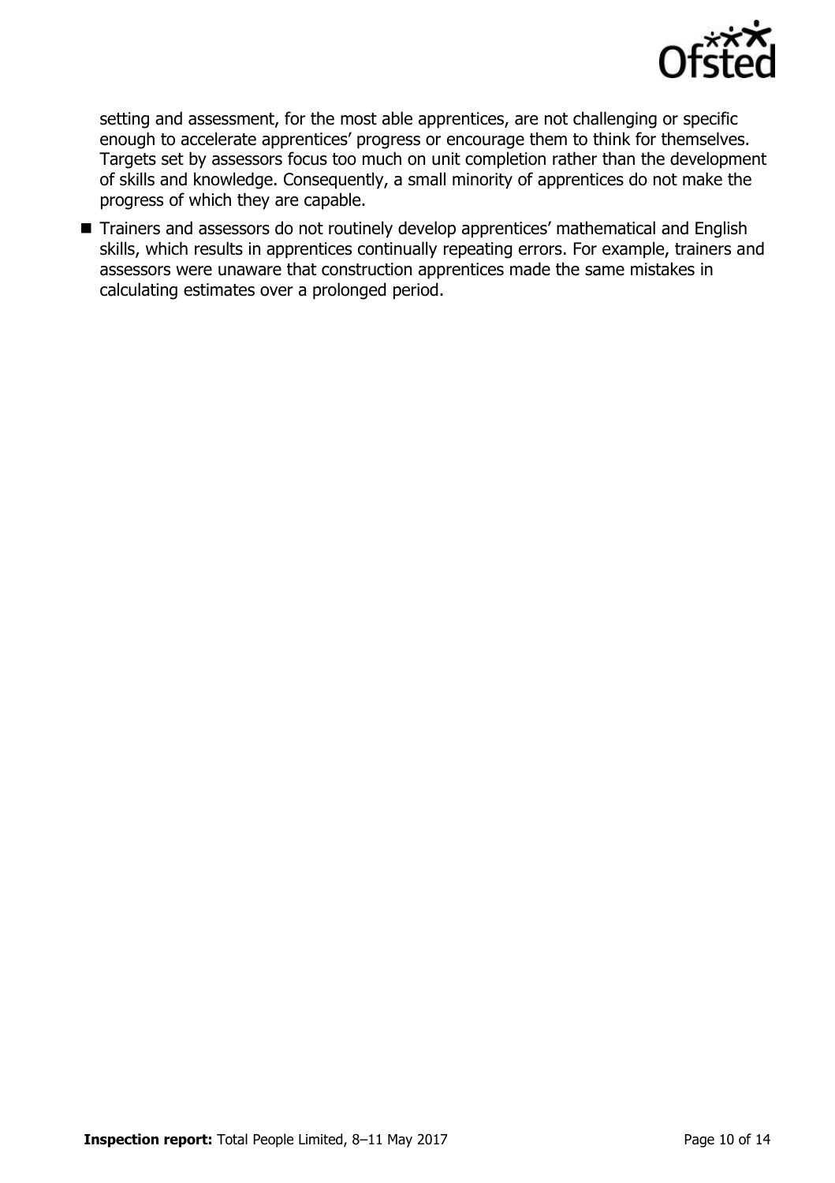setting and assessment, for the most able apprentices, are not challenging or specific enough to accelerate apprentices' progress or encourage them to think for themselves. Targets set by assessors focus too much on unit completion rather than the development of skills and knowledge. Consequently, a small minority of apprentices do not make the progress of which they are capable.

- Trainers and assessors do not routinely develop apprentices' mathematical and English skills, which results in apprentices continually repeating errors. For example, trainers and assessors were unaware that construction apprentices made the same mistakes in calculating estimates over a prolonged period.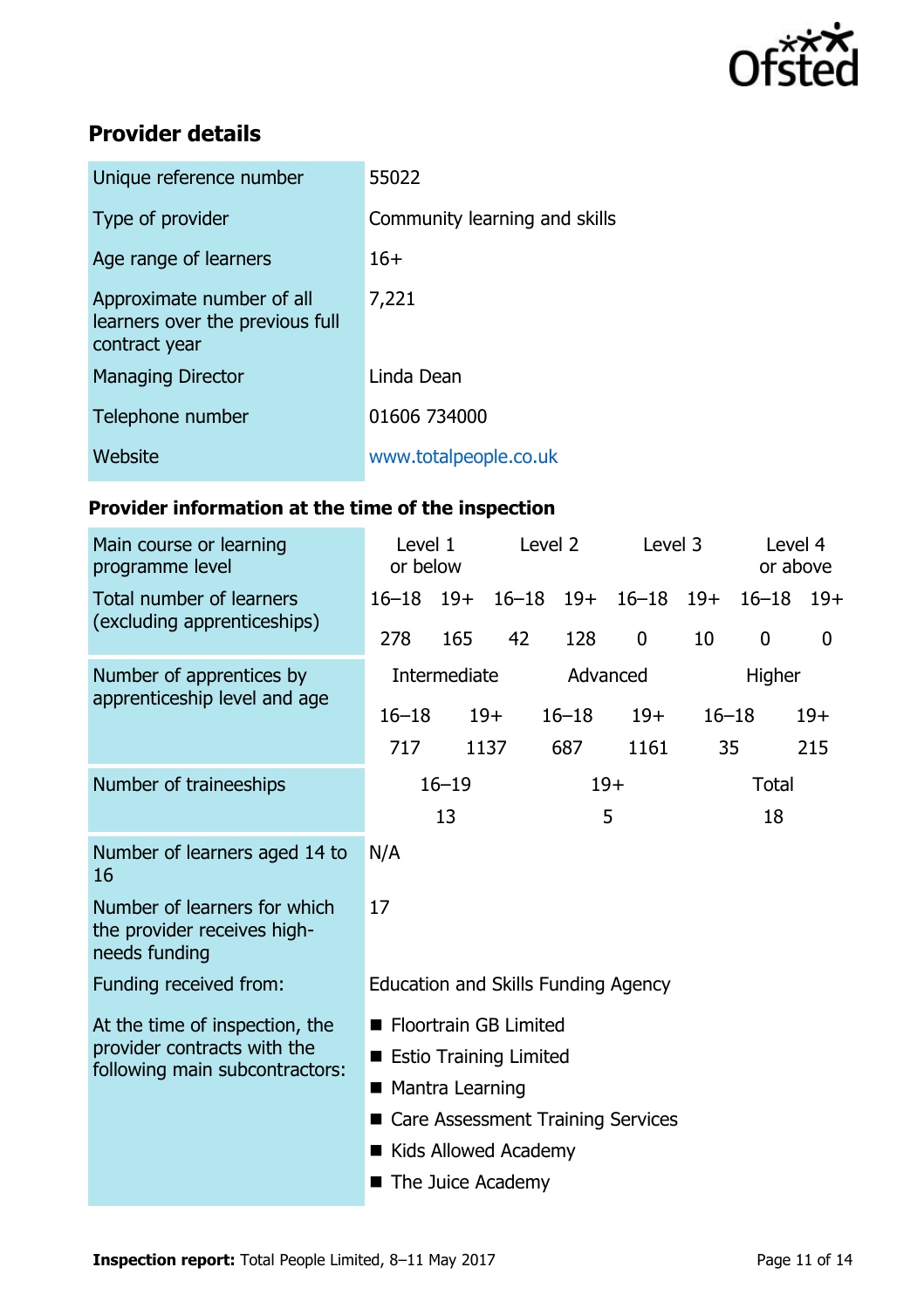## Provider details

| | |
|---|---|
| Unique reference number | 55022 |
| Type of provider | Community learning and skills |
| Age range of learners | 16+ |
| Approximate number of all learners over the previous full contract year | 7,221 |
| Managing Director | Linda Dean |
| Telephone number | 01606 734000 |
| Website | www.totalpeople.co.uk |

### Provider information at the time of the inspection

| Main course or learning programme level | Level 1 or below | | Level 2 | | Level 3 | | Level 4 or above | |
|---|---|---|---|---|---|---|---|---|
| Total number of learners (excluding apprenticeships) | 16–18 | 19+ | 16–18 | 19+ | 16–18 | 19+ | 16–18 | 19+ |
| | 278 | 165 | 42 | 128 | 0 | 10 | 0 | 0 |

| Number of apprentices by apprenticeship level and age | Intermediate | | Advanced | | Higher | |
|---|---|---|---|---|---|---|
| | 16–18 | 19+ | 16–18 | 19+ | 16–18 | 19+ |
| | 717 | 1137 | 687 | 1161 | 35 | 215 |

| Number of traineeships | 16–19 | 19+ | Total |
|---|---|---|---|
| | 13 | 5 | 18 |

| | |
|---|---|
| Number of learners aged 14 to 16 | N/A |
| Number of learners for which the provider receives high-needs funding | 17 |
| Funding received from: | Education and Skills Funding Agency |
| At the time of inspection, the provider contracts with the following main subcontractors: | ■ Floortrain GB Limited<br>■ Estio Training Limited<br>■ Mantra Learning<br>■ Care Assessment Training Services<br>■ Kids Allowed Academy<br>■ The Juice Academy |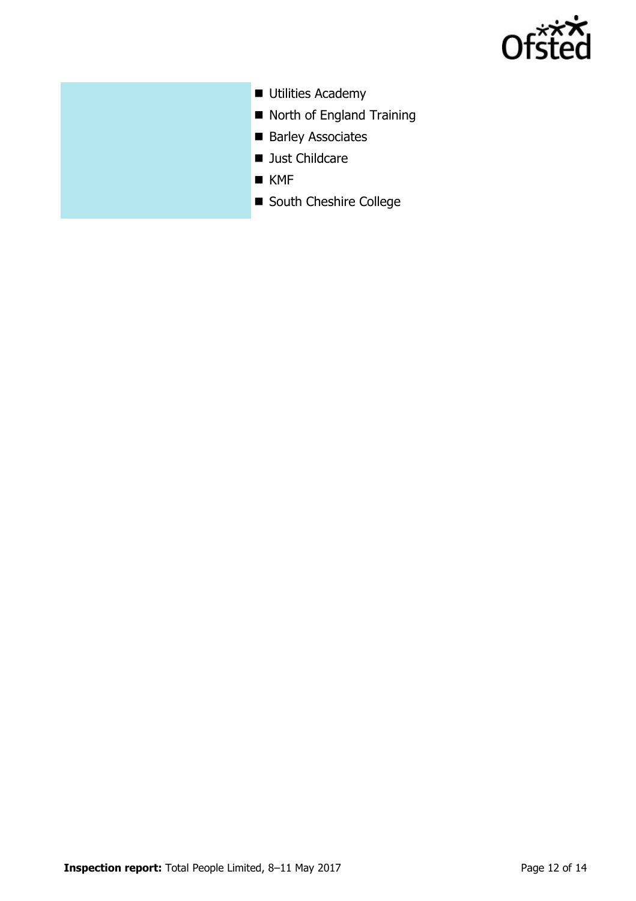- Utilities Academy
- North of England Training
- Barley Associates
- Just Childcare
- KMF
- South Cheshire College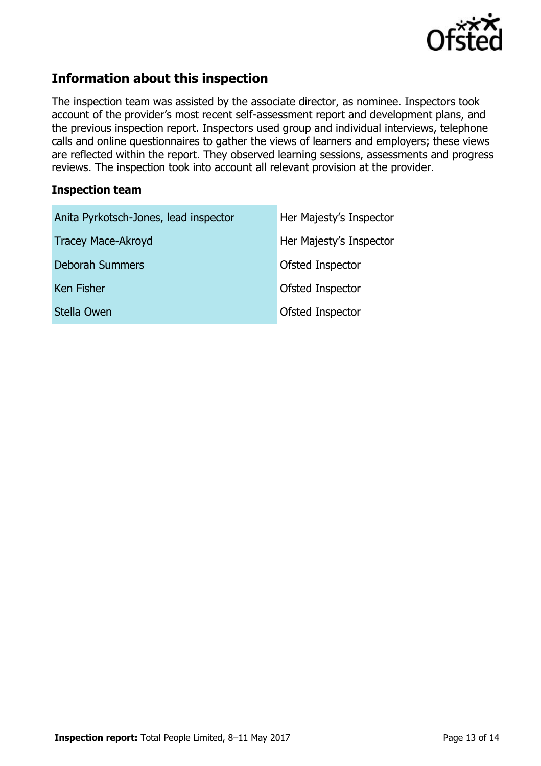## Information about this inspection

The inspection team was assisted by the associate director, as nominee. Inspectors took account of the provider's most recent self-assessment report and development plans, and the previous inspection report. Inspectors used group and individual interviews, telephone calls and online questionnaires to gather the views of learners and employers; these views are reflected within the report. They observed learning sessions, assessments and progress reviews. The inspection took into account all relevant provision at the provider.

### Inspection team

| | |
|---|---|
| Anita Pyrkotsch-Jones, lead inspector | Her Majesty's Inspector |
| Tracey Mace-Akroyd | Her Majesty's Inspector |
| Deborah Summers | Ofsted Inspector |
| Ken Fisher | Ofsted Inspector |
| Stella Owen | Ofsted Inspector |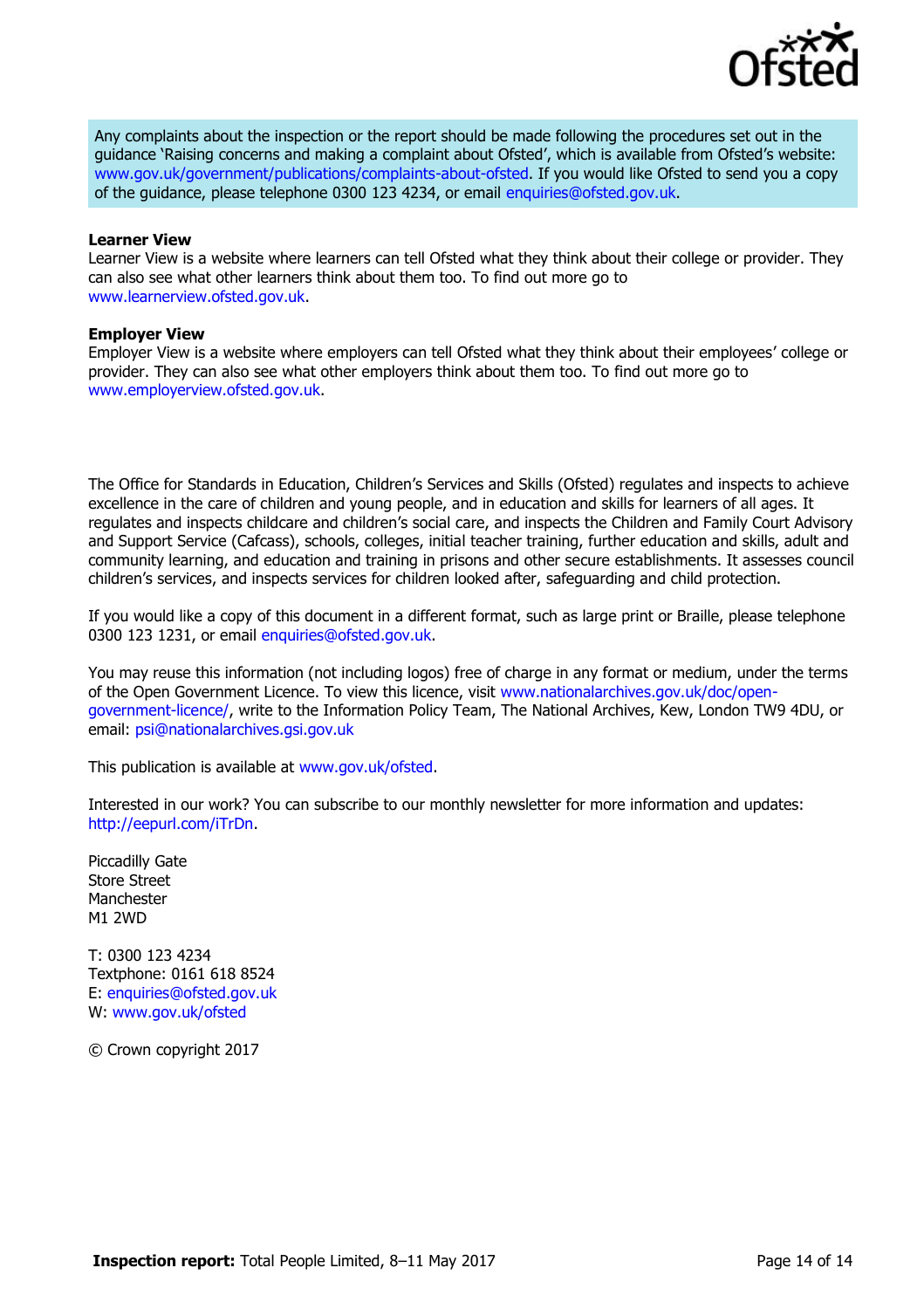Any complaints about the inspection or the report should be made following the procedures set out in the guidance 'Raising concerns and making a complaint about Ofsted', which is available from Ofsted's website: www.gov.uk/government/publications/complaints-about-ofsted. If you would like Ofsted to send you a copy of the guidance, please telephone 0300 123 4234, or email enquiries@ofsted.gov.uk.

**Learner View**
Learner View is a website where learners can tell Ofsted what they think about their college or provider. They can also see what other learners think about them too. To find out more go to www.learnerview.ofsted.gov.uk.

**Employer View**
Employer View is a website where employers can tell Ofsted what they think about their employees' college or provider. They can also see what other employers think about them too. To find out more go to www.employerview.ofsted.gov.uk.

The Office for Standards in Education, Children's Services and Skills (Ofsted) regulates and inspects to achieve excellence in the care of children and young people, and in education and skills for learners of all ages. It regulates and inspects childcare and children's social care, and inspects the Children and Family Court Advisory and Support Service (Cafcass), schools, colleges, initial teacher training, further education and skills, adult and community learning, and education and training in prisons and other secure establishments. It assesses council children's services, and inspects services for children looked after, safeguarding and child protection.

If you would like a copy of this document in a different format, such as large print or Braille, please telephone 0300 123 1231, or email enquiries@ofsted.gov.uk.

You may reuse this information (not including logos) free of charge in any format or medium, under the terms of the Open Government Licence. To view this licence, visit www.nationalarchives.gov.uk/doc/open-government-licence/, write to the Information Policy Team, The National Archives, Kew, London TW9 4DU, or email: psi@nationalarchives.gsi.gov.uk

This publication is available at www.gov.uk/ofsted.

Interested in our work? You can subscribe to our monthly newsletter for more information and updates: http://eepurl.com/iTrDn.

Piccadilly Gate
Store Street
Manchester
M1 2WD

T: 0300 123 4234
Textphone: 0161 618 8524
E: enquiries@ofsted.gov.uk
W: www.gov.uk/ofsted

© Crown copyright 2017